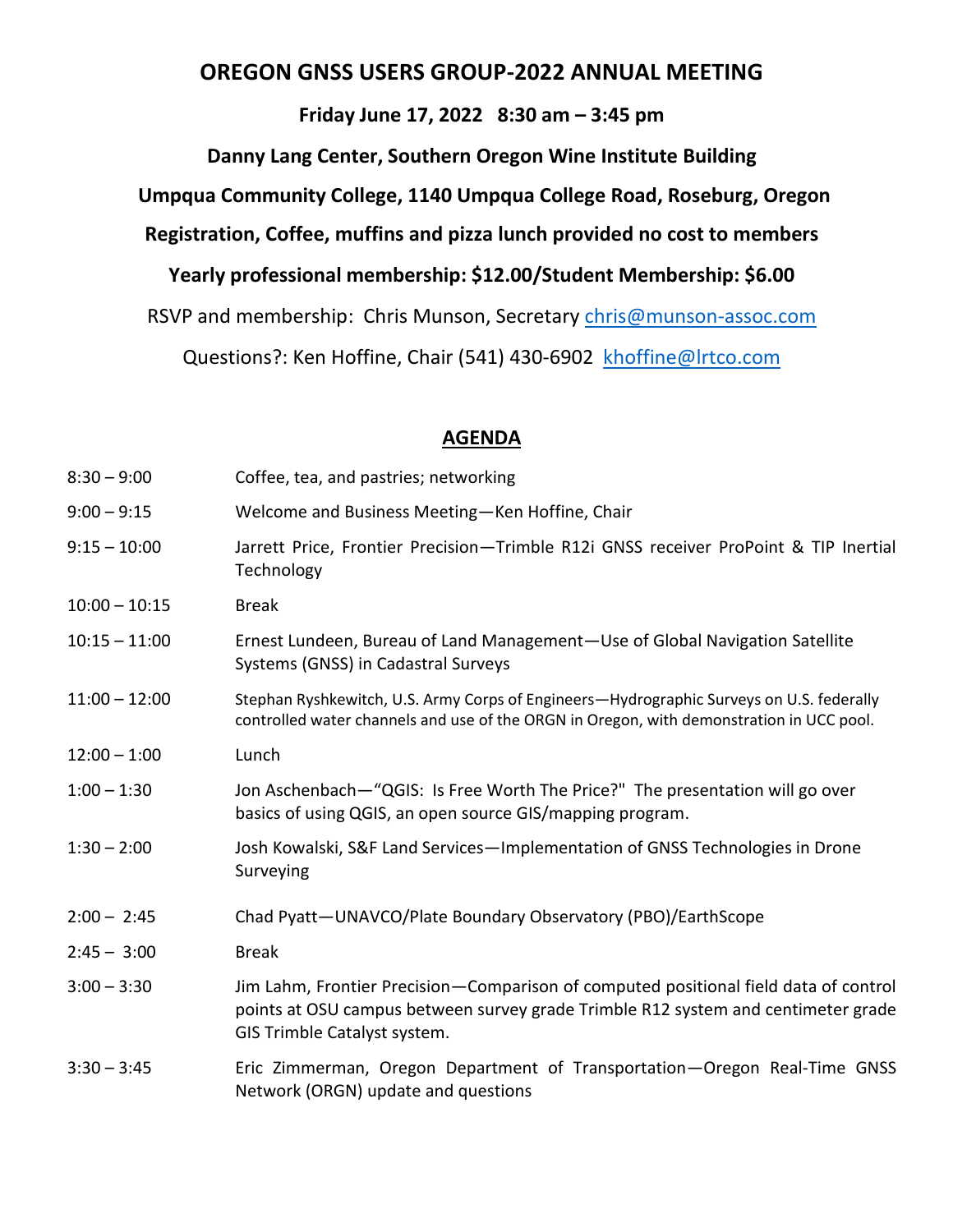# OREGON GNSS USERS GROUP-2022 ANNUAL MEETING

**Friday June 17, 2022 8:30 am – 3:45 pm**

**Danny Lang Center, Southern Oregon Wine Institute Building**

**Umpqua Community College, 1140 Umpqua College Road, Roseburg, Oregon**

**Registration, Coffee, muffins and pizza lunch provided no cost to members**

**Yearly professional membership: $12.00/Student Membership: $6.00**

RSVP and membership: Chris Munson, Secretary chris@munson-assoc.com

Questions?: Ken Hoffine, Chair (541) 430-6902 khoffine@lrtco.com

## AGENDA

| | |
|---|---|
| 8:30 – 9:00 | Coffee, tea, and pastries; networking |
| 9:00 – 9:15 | Welcome and Business Meeting—Ken Hoffine, Chair |
| 9:15 – 10:00 | Jarrett Price, Frontier Precision—Trimble R12i GNSS receiver ProPoint & TIP Inertial Technology |
| 10:00 – 10:15 | Break |
| 10:15 – 11:00 | Ernest Lundeen, Bureau of Land Management—Use of Global Navigation Satellite Systems (GNSS) in Cadastral Surveys |
| 11:00 – 12:00 | Stephan Ryshkewitch, U.S. Army Corps of Engineers—Hydrographic Surveys on U.S. federally controlled water channels and use of the ORGN in Oregon, with demonstration in UCC pool. |
| 12:00 – 1:00 | Lunch |
| 1:00 – 1:30 | Jon Aschenbach—"QGIS: Is Free Worth The Price?" The presentation will go over basics of using QGIS, an open source GIS/mapping program. |
| 1:30 – 2:00 | Josh Kowalski, S&F Land Services—Implementation of GNSS Technologies in Drone Surveying |
| 2:00 – 2:45 | Chad Pyatt—UNAVCO/Plate Boundary Observatory (PBO)/EarthScope |
| 2:45 – 3:00 | Break |
| 3:00 – 3:30 | Jim Lahm, Frontier Precision—Comparison of computed positional field data of control points at OSU campus between survey grade Trimble R12 system and centimeter grade GIS Trimble Catalyst system. |
| 3:30 – 3:45 | Eric Zimmerman, Oregon Department of Transportation—Oregon Real-Time GNSS Network (ORGN) update and questions |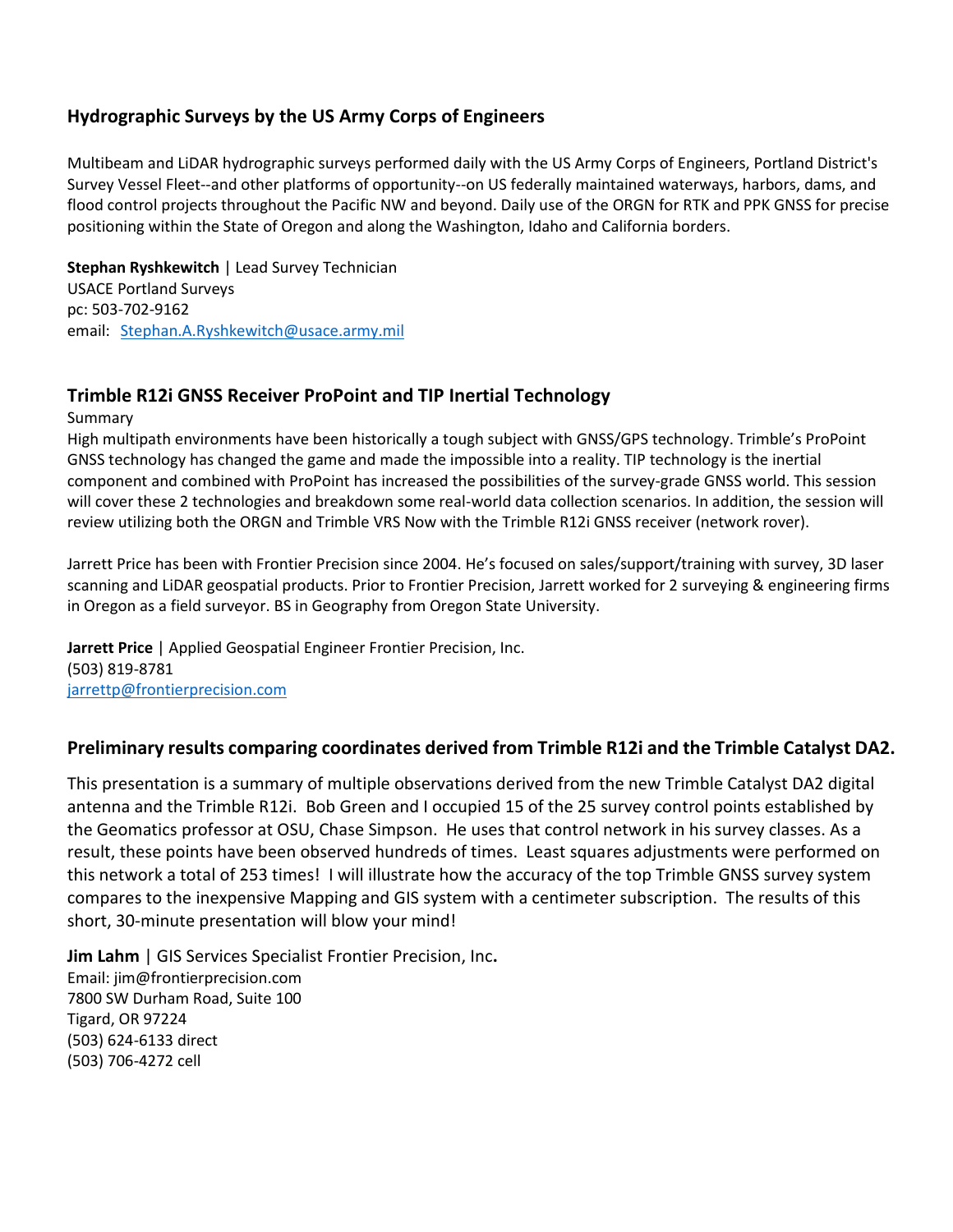## Hydrographic Surveys by the US Army Corps of Engineers

Multibeam and LiDAR hydrographic surveys performed daily with the US Army Corps of Engineers, Portland District's Survey Vessel Fleet--and other platforms of opportunity--on US federally maintained waterways, harbors, dams, and flood control projects throughout the Pacific NW and beyond. Daily use of the ORGN for RTK and PPK GNSS for precise positioning within the State of Oregon and along the Washington, Idaho and California borders.

**Stephan Ryshkewitch** | Lead Survey Technician
USACE Portland Surveys
pc: 503-702-9162
email: Stephan.A.Ryshkewitch@usace.army.mil

## Trimble R12i GNSS Receiver ProPoint and TIP Inertial Technology

Summary
High multipath environments have been historically a tough subject with GNSS/GPS technology. Trimble's ProPoint GNSS technology has changed the game and made the impossible into a reality. TIP technology is the inertial component and combined with ProPoint has increased the possibilities of the survey-grade GNSS world. This session will cover these 2 technologies and breakdown some real-world data collection scenarios. In addition, the session will review utilizing both the ORGN and Trimble VRS Now with the Trimble R12i GNSS receiver (network rover).

Jarrett Price has been with Frontier Precision since 2004. He's focused on sales/support/training with survey, 3D laser scanning and LiDAR geospatial products. Prior to Frontier Precision, Jarrett worked for 2 surveying & engineering firms in Oregon as a field surveyor. BS in Geography from Oregon State University.

**Jarrett Price** | Applied Geospatial Engineer Frontier Precision, Inc.
(503) 819-8781
jarrettp@frontierprecision.com

## Preliminary results comparing coordinates derived from Trimble R12i and the Trimble Catalyst DA2.

This presentation is a summary of multiple observations derived from the new Trimble Catalyst DA2 digital antenna and the Trimble R12i. Bob Green and I occupied 15 of the 25 survey control points established by the Geomatics professor at OSU, Chase Simpson. He uses that control network in his survey classes. As a result, these points have been observed hundreds of times. Least squares adjustments were performed on this network a total of 253 times! I will illustrate how the accuracy of the top Trimble GNSS survey system compares to the inexpensive Mapping and GIS system with a centimeter subscription. The results of this short, 30-minute presentation will blow your mind!

**Jim Lahm** | GIS Services Specialist Frontier Precision, Inc**.**
Email: jim@frontierprecision.com
7800 SW Durham Road, Suite 100
Tigard, OR 97224
(503) 624-6133 direct
(503) 706-4272 cell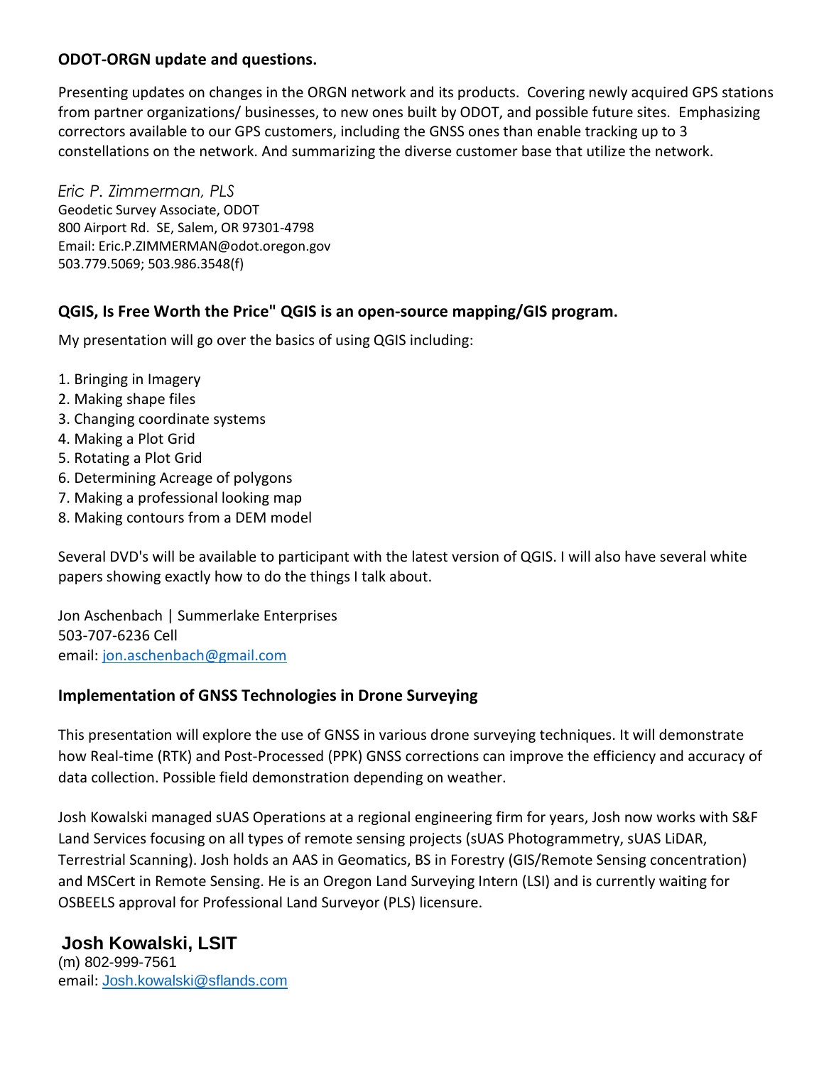**ODOT-ORGN update and questions.**

Presenting updates on changes in the ORGN network and its products. Covering newly acquired GPS stations from partner organizations/ businesses, to new ones built by ODOT, and possible future sites. Emphasizing correctors available to our GPS customers, including the GNSS ones than enable tracking up to 3 constellations on the network. And summarizing the diverse customer base that utilize the network.

*Eric P. Zimmerman, PLS*
Geodetic Survey Associate, ODOT
800 Airport Rd. SE, Salem, OR 97301-4798
Email: Eric.P.ZIMMERMAN@odot.oregon.gov
503.779.5069; 503.986.3548(f)

**QGIS, Is Free Worth the Price" QGIS is an open-source mapping/GIS program.**

My presentation will go over the basics of using QGIS including:

1. Bringing in Imagery
2. Making shape files
3. Changing coordinate systems
4. Making a Plot Grid
5. Rotating a Plot Grid
6. Determining Acreage of polygons
7. Making a professional looking map
8. Making contours from a DEM model

Several DVD's will be available to participant with the latest version of QGIS. I will also have several white papers showing exactly how to do the things I talk about.

Jon Aschenbach | Summerlake Enterprises
503-707-6236 Cell
email: jon.aschenbach@gmail.com

**Implementation of GNSS Technologies in Drone Surveying**

This presentation will explore the use of GNSS in various drone surveying techniques. It will demonstrate how Real-time (RTK) and Post-Processed (PPK) GNSS corrections can improve the efficiency and accuracy of data collection. Possible field demonstration depending on weather.

Josh Kowalski managed sUAS Operations at a regional engineering firm for years, Josh now works with S&F Land Services focusing on all types of remote sensing projects (sUAS Photogrammetry, sUAS LiDAR, Terrestrial Scanning). Josh holds an AAS in Geomatics, BS in Forestry (GIS/Remote Sensing concentration) and MSCert in Remote Sensing. He is an Oregon Land Surveying Intern (LSI) and is currently waiting for OSBEELS approval for Professional Land Surveyor (PLS) licensure.

**Josh Kowalski, LSIT**
(m) 802-999-7561
email: Josh.kowalski@sflands.com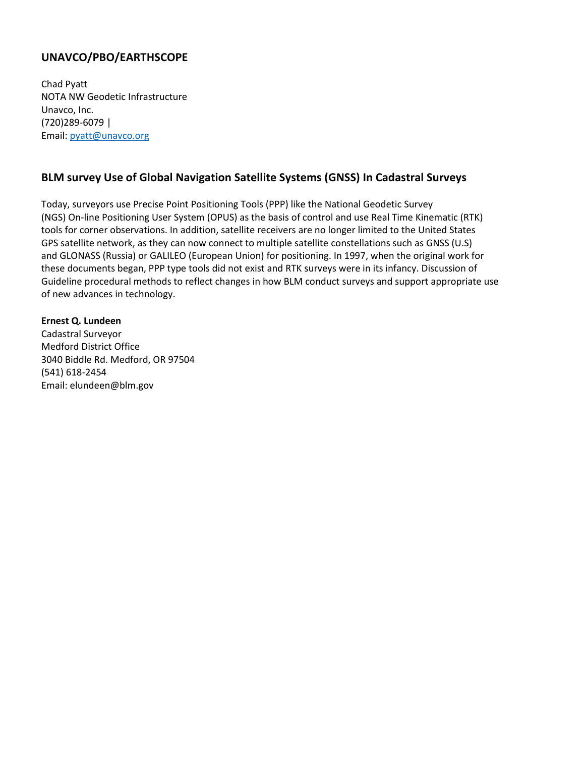## UNAVCO/PBO/EARTHSCOPE

Chad Pyatt
NOTA NW Geodetic Infrastructure
Unavco, Inc.
(720)289-6079 |
Email: pyatt@unavco.org

## BLM survey Use of Global Navigation Satellite Systems (GNSS) In Cadastral Surveys

Today, surveyors use Precise Point Positioning Tools (PPP) like the National Geodetic Survey (NGS) On-line Positioning User System (OPUS) as the basis of control and use Real Time Kinematic (RTK) tools for corner observations. In addition, satellite receivers are no longer limited to the United States GPS satellite network, as they can now connect to multiple satellite constellations such as GNSS (U.S) and GLONASS (Russia) or GALILEO (European Union) for positioning. In 1997, when the original work for these documents began, PPP type tools did not exist and RTK surveys were in its infancy. Discussion of Guideline procedural methods to reflect changes in how BLM conduct surveys and support appropriate use of new advances in technology.

**Ernest Q. Lundeen**
Cadastral Surveyor
Medford District Office
3040 Biddle Rd. Medford, OR 97504
(541) 618-2454
Email: elundeen@blm.gov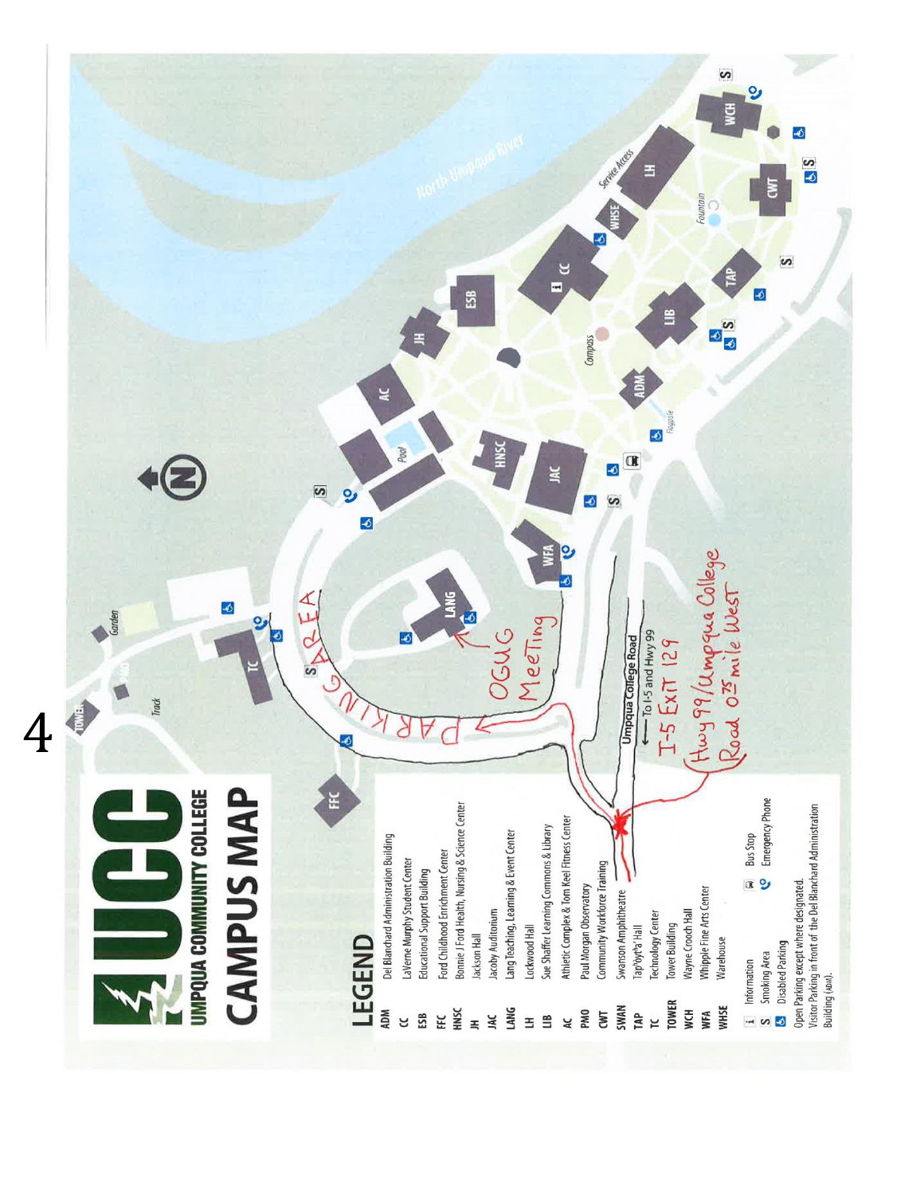# UCC

## UMPQUA COMMUNITY COLLEGE

## CAMPUS MAP

### LEGEND

- **ADM** Del Blanchard Administration Building
- **CC** LaVerne Murphy Student Center
- **ESB** Educational Support Building
- **FFC** Ford Childhood Enrichment Center
- **HNSC** Bonnie J Ford Health, Nursing & Science Center
- **JH** Jackson Hall
- **JAC** Jacoby Auditorium
- **LANG** Lang Teaching, Learning & Event Center
- **LH** Lockwood Hall
- **LIB** Sue Shaffer Learning Commons & Library
- **AC** Athletic Complex & Tom Keel Fitness Center
- **PMO** Paul Morgan Observatory
- **CWT** Community Workforce Training
- **SWAN** Swanson Amphitheatre
- **TAP** Tap'tyt'a' Hall
- **TC** Technology Center
- **TOWER** Tower Building
- **WCH** Wayne Crooch Hall
- **WFA** Whipple Fine Arts Center
- **WHSE** Warehouse

- Information
- Smoking Area
- Disabled Parking
- Bus Stop
- Emergency Phone

Open Parking except where designated.
Visitor Parking in front of the Del Blanchard Administration Building (ADM).

North Umpqua River

Umpqua College Road — To I-5 and Hwy 99

PARKING AREA

OGUG MeeTing

I-5 Exit 129

Hwy 99/Umpqua College Road 0.75 mile West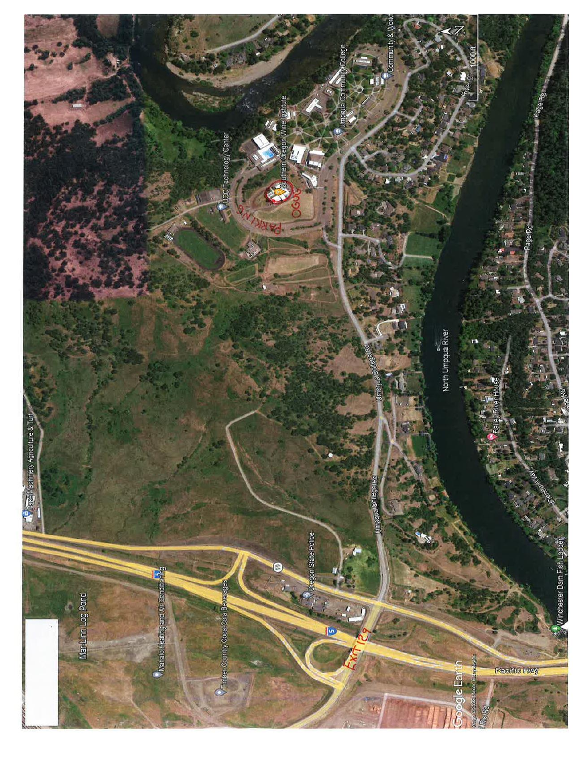Page Machinery Agriculture & Turf

Mar-Linn Log Pond

Manalo Heating and Air Conditioning

Timber Country Coca-Cola Beverages

Oregon State Police

99

5

5

EXIT 129

Pacific Hwy

Google Earth

Imagery ©2022 Maxar Technologies

Umpqua College Rd

Umpqua College Rd

North Umpqua River

Bailey River House

Winchester Dam Fish Ladder

Page Rd

Page Rd

UCC Technology Center

Southern Oregon Wine Institute

PARKING

OGGS

Umpqua Community College

Community & Work

River Dr

1000 ft

N